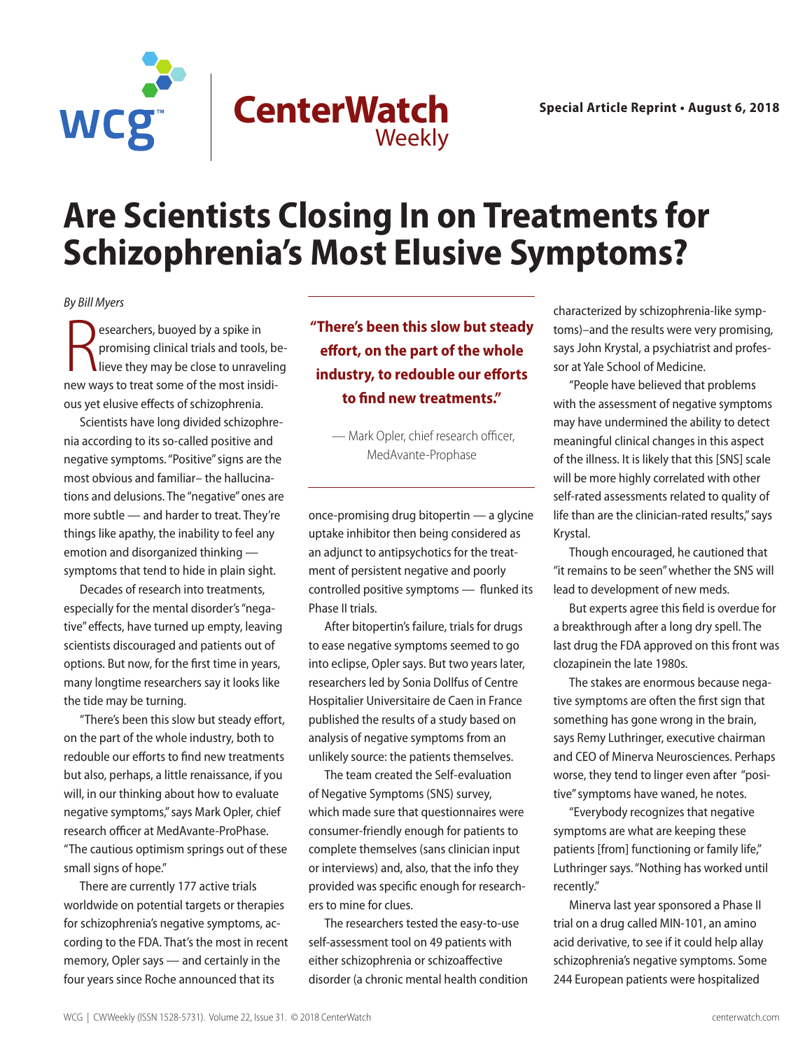# Are Scientists Closing In on Treatments for Schizophrenia's Most Elusive Symptoms?

*By Bill Myers*

Researchers, buoyed by a spike in promising clinical trials and tools, believe they may be close to unraveling new ways to treat some of the most insidious yet elusive effects of schizophrenia.

Scientists have long divided schizophrenia according to its so-called positive and negative symptoms. "Positive" signs are the most obvious and familiar– the hallucinations and delusions. The "negative" ones are more subtle — and harder to treat. They're things like apathy, the inability to feel any emotion and disorganized thinking — symptoms that tend to hide in plain sight.

Decades of research into treatments, especially for the mental disorder's "negative" effects, have turned up empty, leaving scientists discouraged and patients out of options. But now, for the first time in years, many longtime researchers say it looks like the tide may be turning.

"There's been this slow but steady effort, on the part of the whole industry, both to redouble our efforts to find new treatments but also, perhaps, a little renaissance, if you will, in our thinking about how to evaluate negative symptoms," says Mark Opler, chief research officer at MedAvante-ProPhase. "The cautious optimism springs out of these small signs of hope."

There are currently 177 active trials worldwide on potential targets or therapies for schizophrenia's negative symptoms, according to the FDA. That's the most in recent memory, Opler says — and certainly in the four years since Roche announced that its once-promising drug bitopertin — a glycine uptake inhibitor then being considered as an adjunct to antipsychotics for the treatment of persistent negative and poorly controlled positive symptoms — flunked its Phase II trials.

> **"There's been this slow but steady effort, on the part of the whole industry, to redouble our efforts to find new treatments."**
>
> — Mark Opler, chief research officer, MedAvante-Prophase

After bitopertin's failure, trials for drugs to ease negative symptoms seemed to go into eclipse, Opler says. But two years later, researchers led by Sonia Dollfus of Centre Hospitalier Universitaire de Caen in France published the results of a study based on analysis of negative symptoms from an unlikely source: the patients themselves.

The team created the Self-evaluation of Negative Symptoms (SNS) survey, which made sure that questionnaires were consumer-friendly enough for patients to complete themselves (sans clinician input or interviews) and, also, that the info they provided was specific enough for researchers to mine for clues.

The researchers tested the easy-to-use self-assessment tool on 49 patients with either schizophrenia or schizoaffective disorder (a chronic mental health condition characterized by schizophrenia-like symptoms)–and the results were very promising, says John Krystal, a psychiatrist and professor at Yale School of Medicine.

"People have believed that problems with the assessment of negative symptoms may have undermined the ability to detect meaningful clinical changes in this aspect of the illness. It is likely that this [SNS] scale will be more highly correlated with other self-rated assessments related to quality of life than are the clinician-rated results," says Krystal.

Though encouraged, he cautioned that "it remains to be seen" whether the SNS will lead to development of new meds.

But experts agree this field is overdue for a breakthrough after a long dry spell. The last drug the FDA approved on this front was clozapinein the late 1980s.

The stakes are enormous because negative symptoms are often the first sign that something has gone wrong in the brain, says Remy Luthringer, executive chairman and CEO of Minerva Neurosciences. Perhaps worse, they tend to linger even after "positive" symptoms have waned, he notes.

"Everybody recognizes that negative symptoms are what are keeping these patients [from] functioning or family life," Luthringer says. "Nothing has worked until recently."

Minerva last year sponsored a Phase II trial on a drug called MIN-101, an amino acid derivative, to see if it could help allay schizophrenia's negative symptoms. Some 244 European patients were hospitalized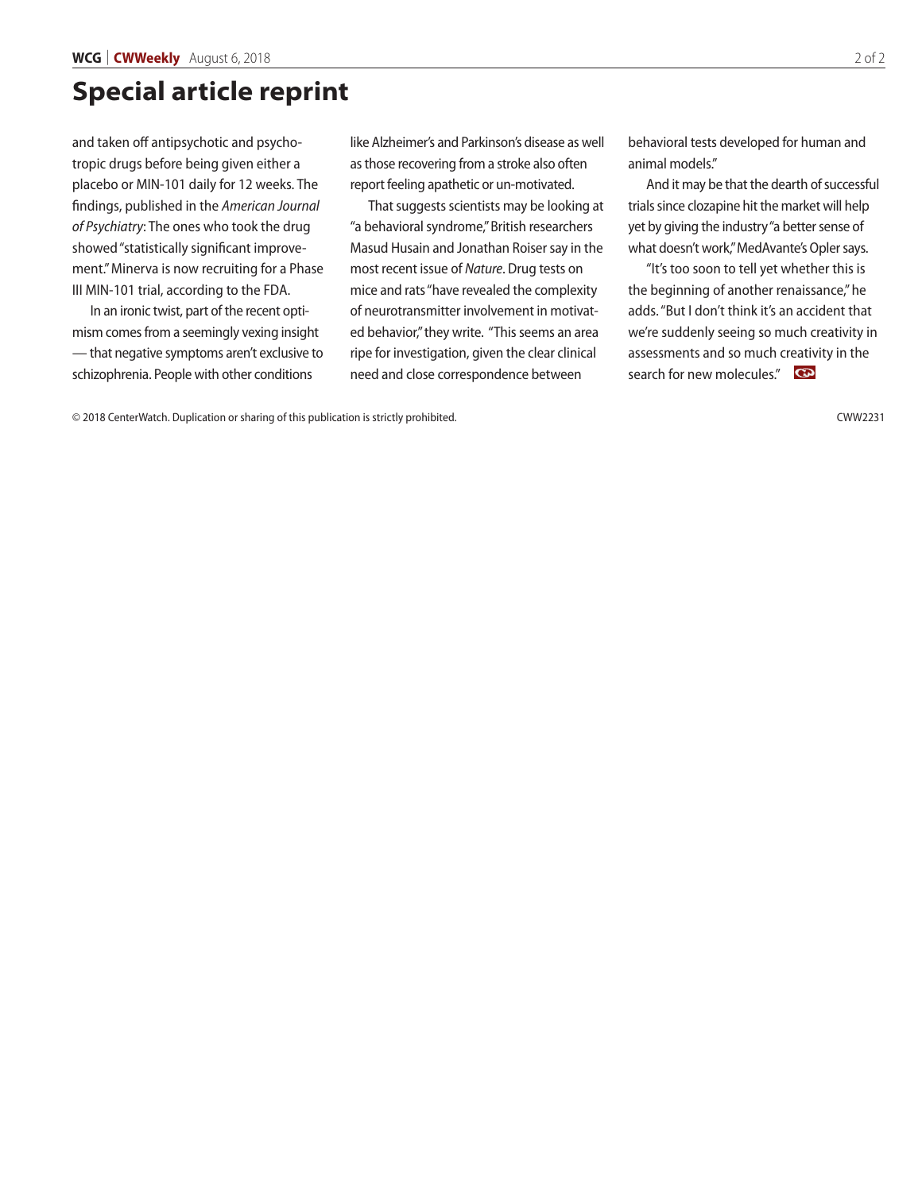# Special article reprint

and taken off antipsychotic and psychotropic drugs before being given either a placebo or MIN-101 daily for 12 weeks. The findings, published in the *American Journal of Psychiatry*: The ones who took the drug showed "statistically significant improvement." Minerva is now recruiting for a Phase III MIN-101 trial, according to the FDA.

In an ironic twist, part of the recent optimism comes from a seemingly vexing insight — that negative symptoms aren't exclusive to schizophrenia. People with other conditions like Alzheimer's and Parkinson's disease as well as those recovering from a stroke also often report feeling apathetic or un-motivated.

That suggests scientists may be looking at "a behavioral syndrome," British researchers Masud Husain and Jonathan Roiser say in the most recent issue of *Nature*. Drug tests on mice and rats "have revealed the complexity of neurotransmitter involvement in motivated behavior," they write. "This seems an area ripe for investigation, given the clear clinical need and close correspondence between behavioral tests developed for human and animal models."

And it may be that the dearth of successful trials since clozapine hit the market will help yet by giving the industry "a better sense of what doesn't work," MedAvante's Opler says.

"It's too soon to tell yet whether this is the beginning of another renaissance," he adds. "But I don't think it's an accident that we're suddenly seeing so much creativity in assessments and so much creativity in the search for new molecules."

© 2018 CenterWatch. Duplication or sharing of this publication is strictly prohibited.

CWW2231